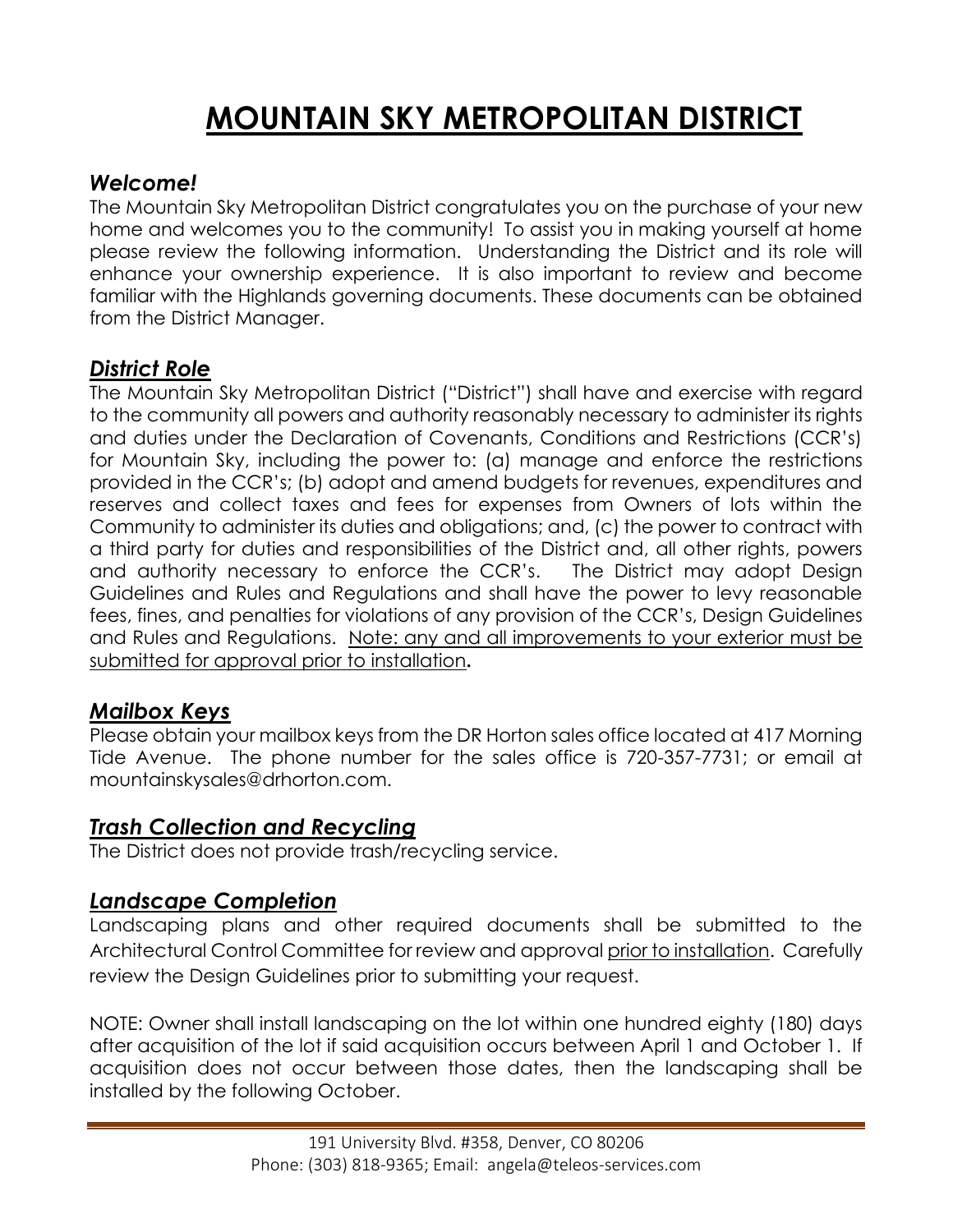# MOUNTAIN SKY METROPOLITAN DISTRICT

## *Welcome!*

The Mountain Sky Metropolitan District congratulates you on the purchase of your new home and welcomes you to the community! To assist you in making yourself at home please review the following information. Understanding the District and its role will enhance your ownership experience. It is also important to review and become familiar with the Highlands governing documents. These documents can be obtained from the District Manager.

## *District Role*

The Mountain Sky Metropolitan District ("District") shall have and exercise with regard to the community all powers and authority reasonably necessary to administer its rights and duties under the Declaration of Covenants, Conditions and Restrictions (CCR's) for Mountain Sky, including the power to: (a) manage and enforce the restrictions provided in the CCR's; (b) adopt and amend budgets for revenues, expenditures and reserves and collect taxes and fees for expenses from Owners of lots within the Community to administer its duties and obligations; and, (c) the power to contract with a third party for duties and responsibilities of the District and, all other rights, powers and authority necessary to enforce the CCR's. The District may adopt Design Guidelines and Rules and Regulations and shall have the power to levy reasonable fees, fines, and penalties for violations of any provision of the CCR's, Design Guidelines and Rules and Regulations. Note: any and all improvements to your exterior must be submitted for approval prior to installation**.**

## *Mailbox Keys*

Please obtain your mailbox keys from the DR Horton sales office located at 417 Morning Tide Avenue. The phone number for the sales office is 720-357-7731; or email at mountainskysales@drhorton.com.

## *Trash Collection and Recycling*

The District does not provide trash/recycling service.

## *Landscape Completion*

Landscaping plans and other required documents shall be submitted to the Architectural Control Committee for review and approval prior to installation. Carefully review the Design Guidelines prior to submitting your request.

NOTE: Owner shall install landscaping on the lot within one hundred eighty (180) days after acquisition of the lot if said acquisition occurs between April 1 and October 1. If acquisition does not occur between those dates, then the landscaping shall be installed by the following October.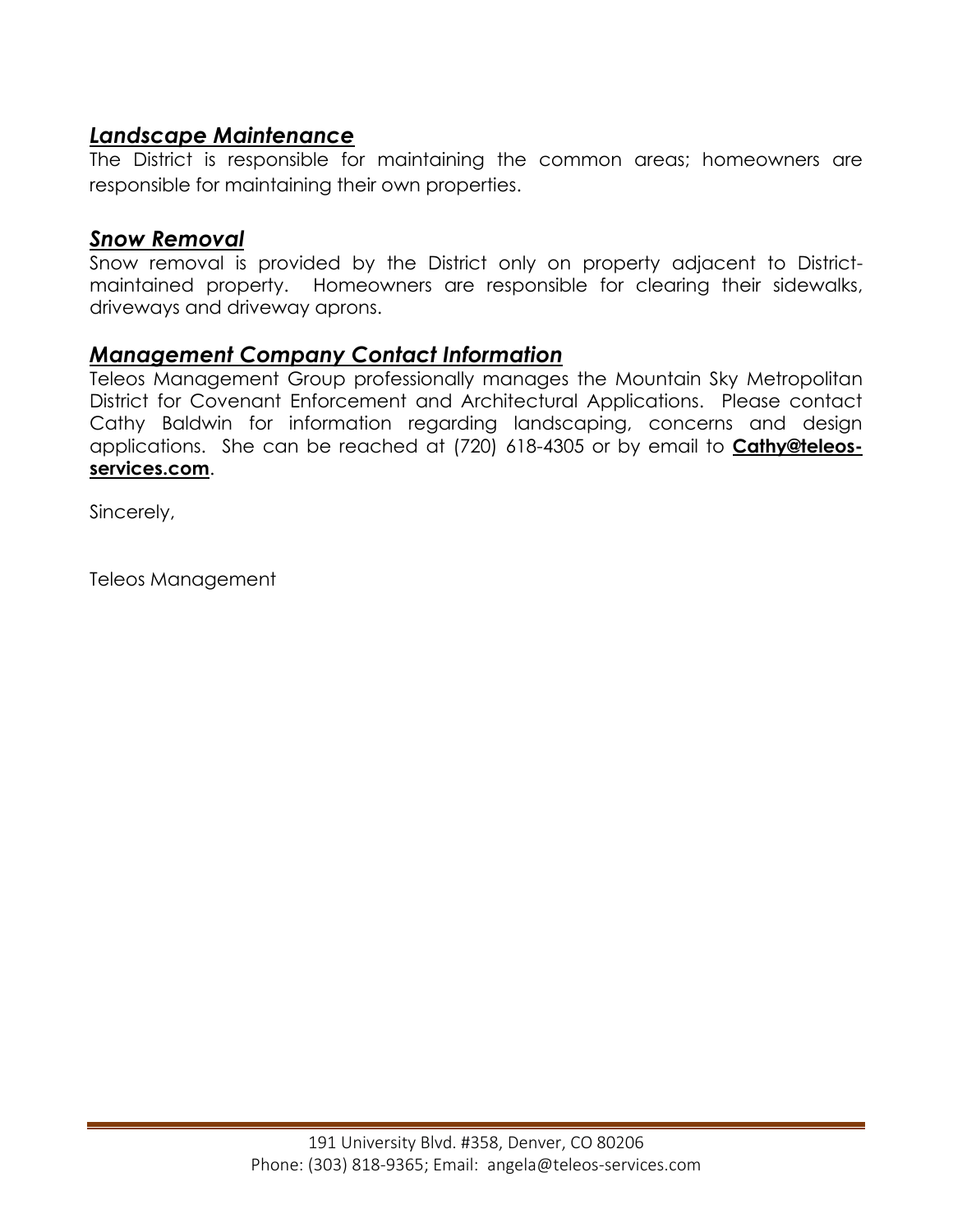## ***Landscape Maintenance***

The District is responsible for maintaining the common areas; homeowners are responsible for maintaining their own properties.

## ***Snow Removal***

Snow removal is provided by the District only on property adjacent to District-maintained property. Homeowners are responsible for clearing their sidewalks, driveways and driveway aprons.

## ***Management Company Contact Information***

Teleos Management Group professionally manages the Mountain Sky Metropolitan District for Covenant Enforcement and Architectural Applications. Please contact Cathy Baldwin for information regarding landscaping, concerns and design applications. She can be reached at (720) 618-4305 or by email to **Cathy@teleos-services.com**.

Sincerely,

Teleos Management